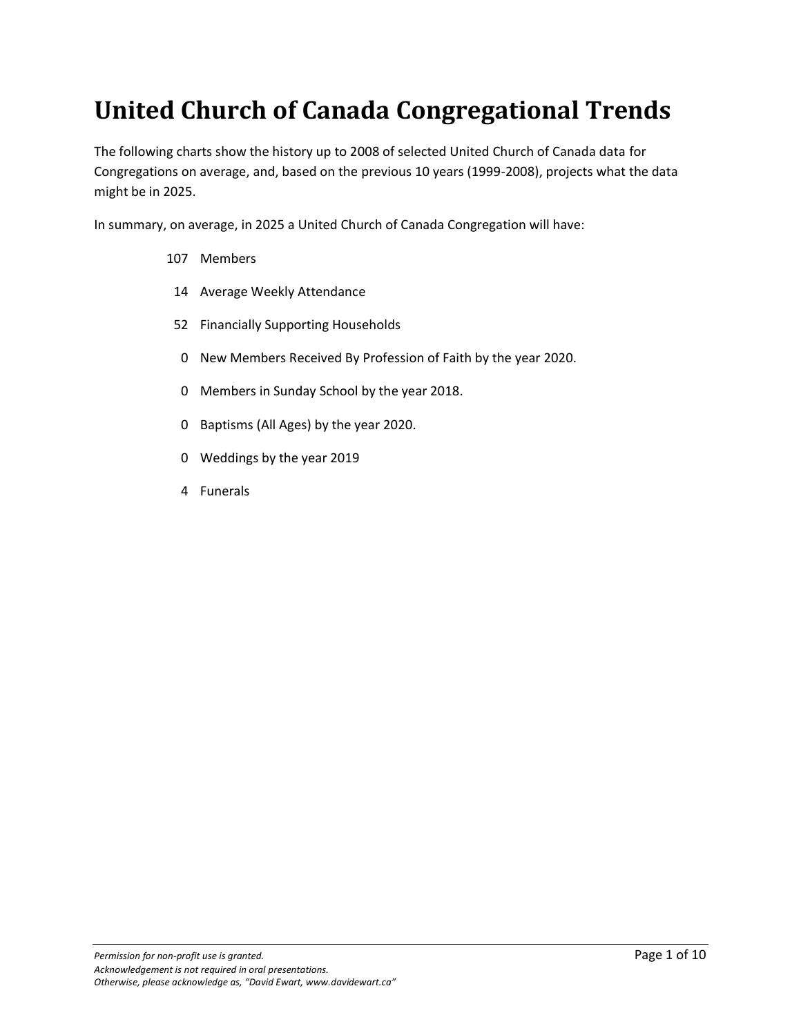# United Church of Canada Congregational Trends

The following charts show the history up to 2008 of selected United Church of Canada data for Congregations on average, and, based on the previous 10 years (1999-2008), projects what the data might be in 2025.

In summary, on average, in 2025 a United Church of Canada Congregation will have:

- 107 Members
- 14 Average Weekly Attendance
- 52 Financially Supporting Households
- 0 New Members Received By Profession of Faith by the year 2020.
- 0 Members in Sunday School by the year 2018.
- 0 Baptisms (All Ages) by the year 2020.
- 0 Weddings by the year 2019
- 4 Funerals

*Permission for non-profit use is granted.*
*Acknowledgement is not required in oral presentations.*
*Otherwise, please acknowledge as, "David Ewart, www.davidewart.ca"*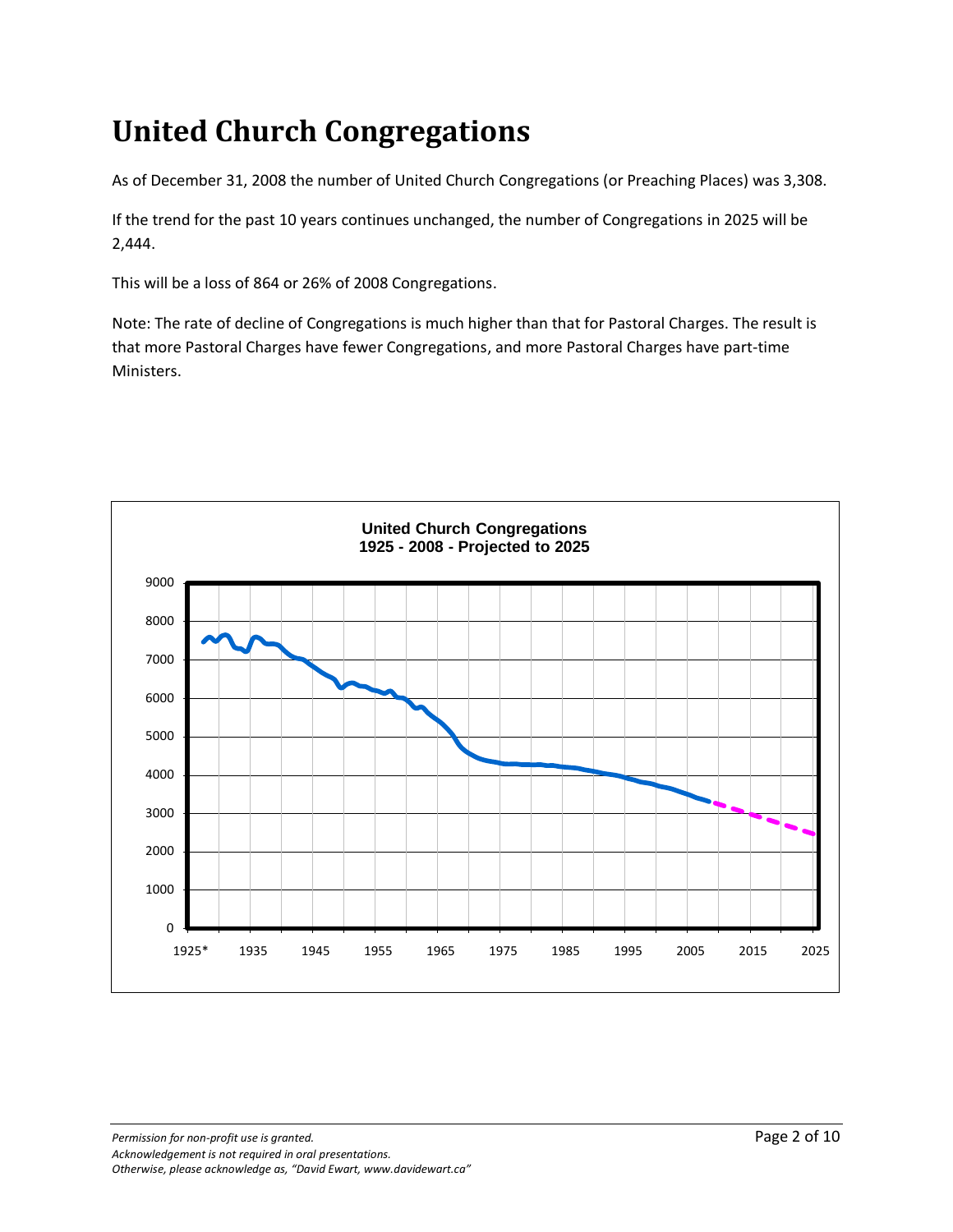# United Church Congregations

As of December 31, 2008 the number of United Church Congregations (or Preaching Places) was 3,308.

If the trend for the past 10 years continues unchanged, the number of Congregations in 2025 will be 2,444.

This will be a loss of 864 or 26% of 2008 Congregations.

Note: The rate of decline of Congregations is much higher than that for Pastoral Charges. The result is that more Pastoral Charges have fewer Congregations, and more Pastoral Charges have part-time Ministers.

*Permission for non-profit use is granted.*
*Acknowledgement is not required in oral presentations.*
*Otherwise, please acknowledge as, "David Ewart, www.davidewart.ca"*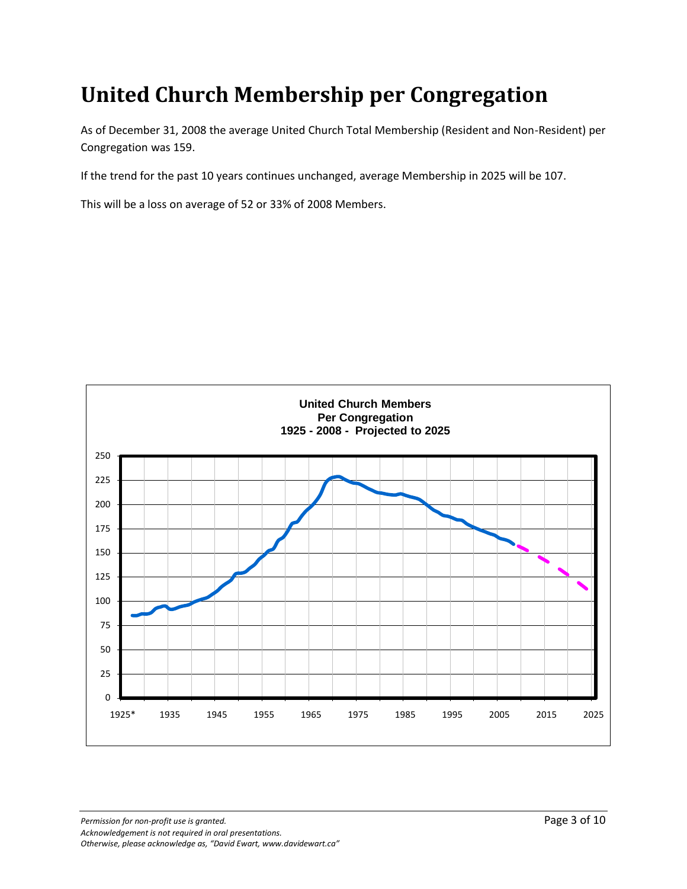# United Church Membership per Congregation

As of December 31, 2008 the average United Church Total Membership (Resident and Non-Resident) per Congregation was 159.

If the trend for the past 10 years continues unchanged, average Membership in 2025 will be 107.

This will be a loss on average of 52 or 33% of 2008 Members.

**United Church Members**
**Per Congregation**
**1925 - 2008 - Projected to 2025**

*Permission for non-profit use is granted.*
*Acknowledgement is not required in oral presentations.*
*Otherwise, please acknowledge as, "David Ewart, www.davidewart.ca"*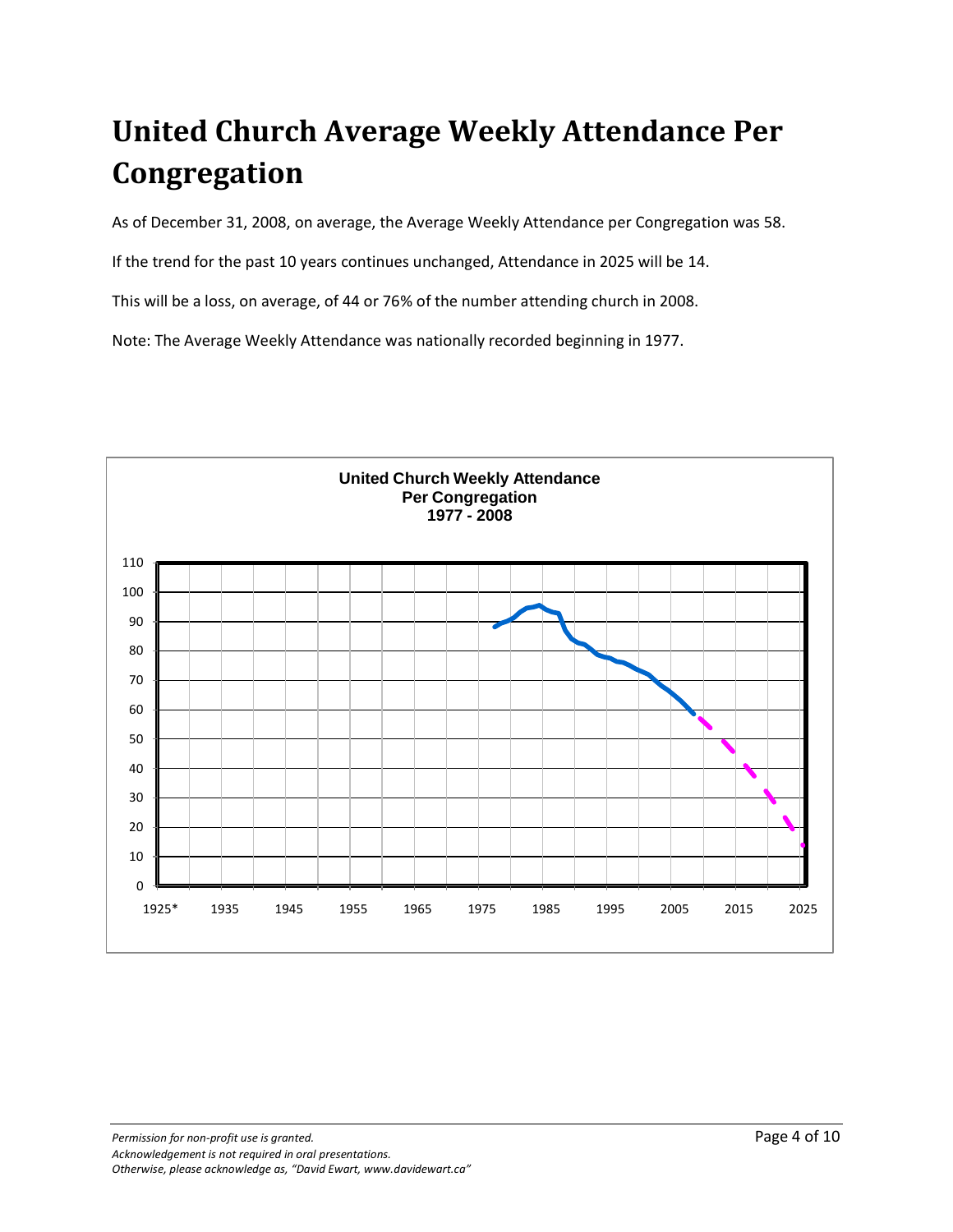# United Church Average Weekly Attendance Per Congregation

As of December 31, 2008, on average, the Average Weekly Attendance per Congregation was 58.

If the trend for the past 10 years continues unchanged, Attendance in 2025 will be 14.

This will be a loss, on average, of 44 or 76% of the number attending church in 2008.

Note: The Average Weekly Attendance was nationally recorded beginning in 1977.

*Permission for non-profit use is granted.*
*Acknowledgement is not required in oral presentations.*
*Otherwise, please acknowledge as, "David Ewart, www.davidewart.ca"*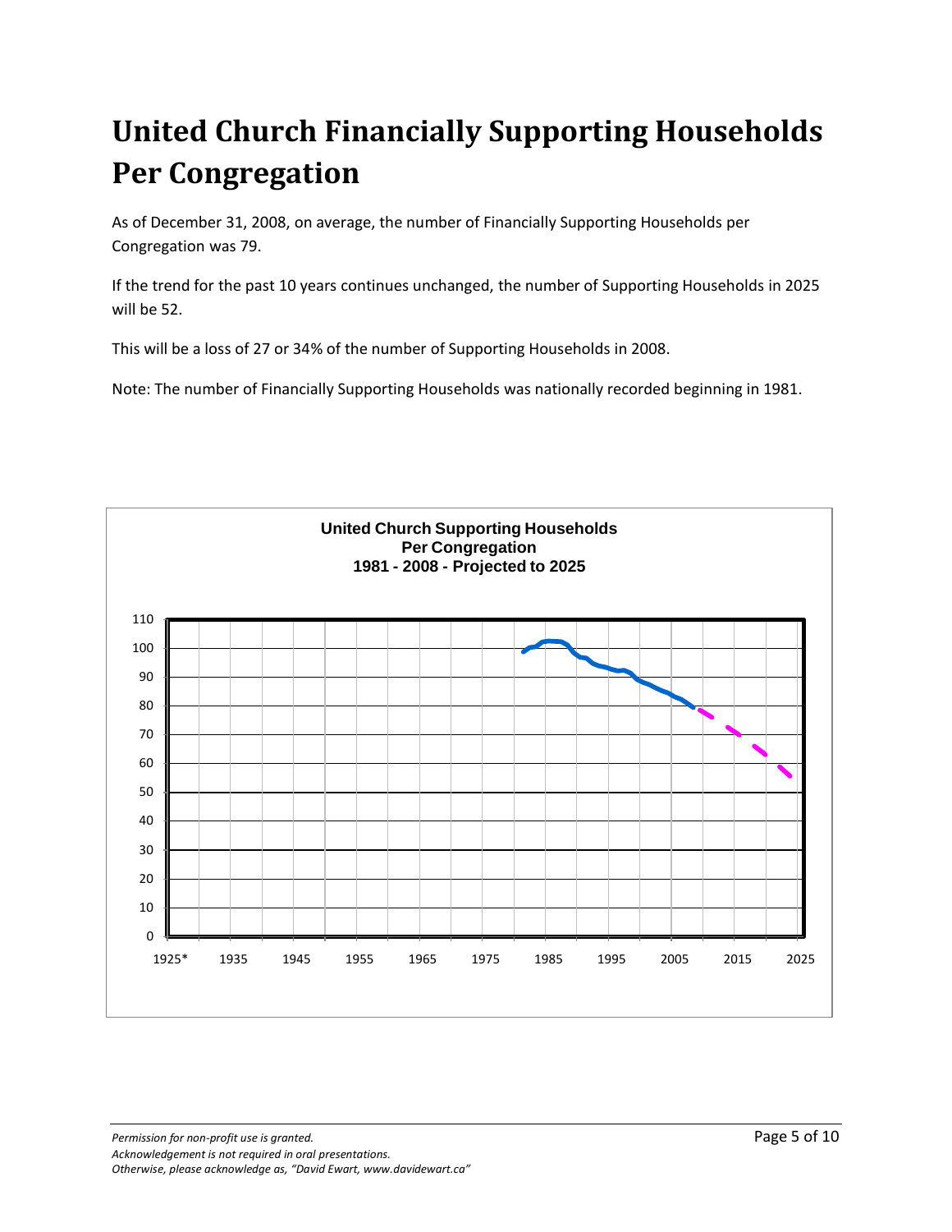# United Church Financially Supporting Households Per Congregation

As of December 31, 2008, on average, the number of Financially Supporting Households per Congregation was 79.

If the trend for the past 10 years continues unchanged, the number of Supporting Households in 2025 will be 52.

This will be a loss of 27 or 34% of the number of Supporting Households in 2008.

Note: The number of Financially Supporting Households was nationally recorded beginning in 1981.

**United Church Supporting Households Per Congregation 1981 - 2008 - Projected to 2025**

*Permission for non-profit use is granted.*
*Acknowledgement is not required in oral presentations.*
*Otherwise, please acknowledge as, "David Ewart, www.davidewart.ca"*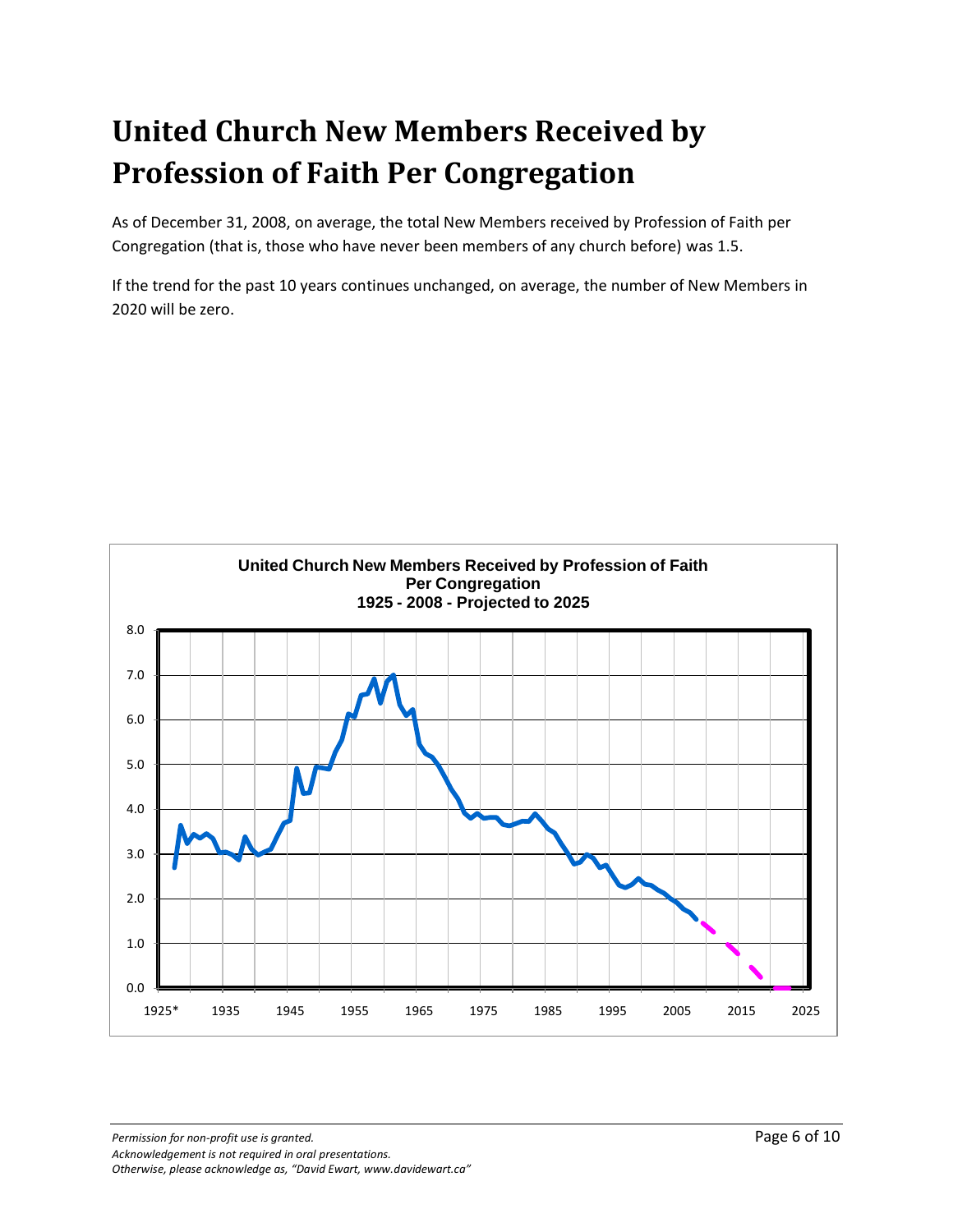# United Church New Members Received by Profession of Faith Per Congregation

As of December 31, 2008, on average, the total New Members received by Profession of Faith per Congregation (that is, those who have never been members of any church before) was 1.5.

If the trend for the past 10 years continues unchanged, on average, the number of New Members in 2020 will be zero.

*Permission for non-profit use is granted.*
*Acknowledgement is not required in oral presentations.*
*Otherwise, please acknowledge as, "David Ewart, www.davidewart.ca"*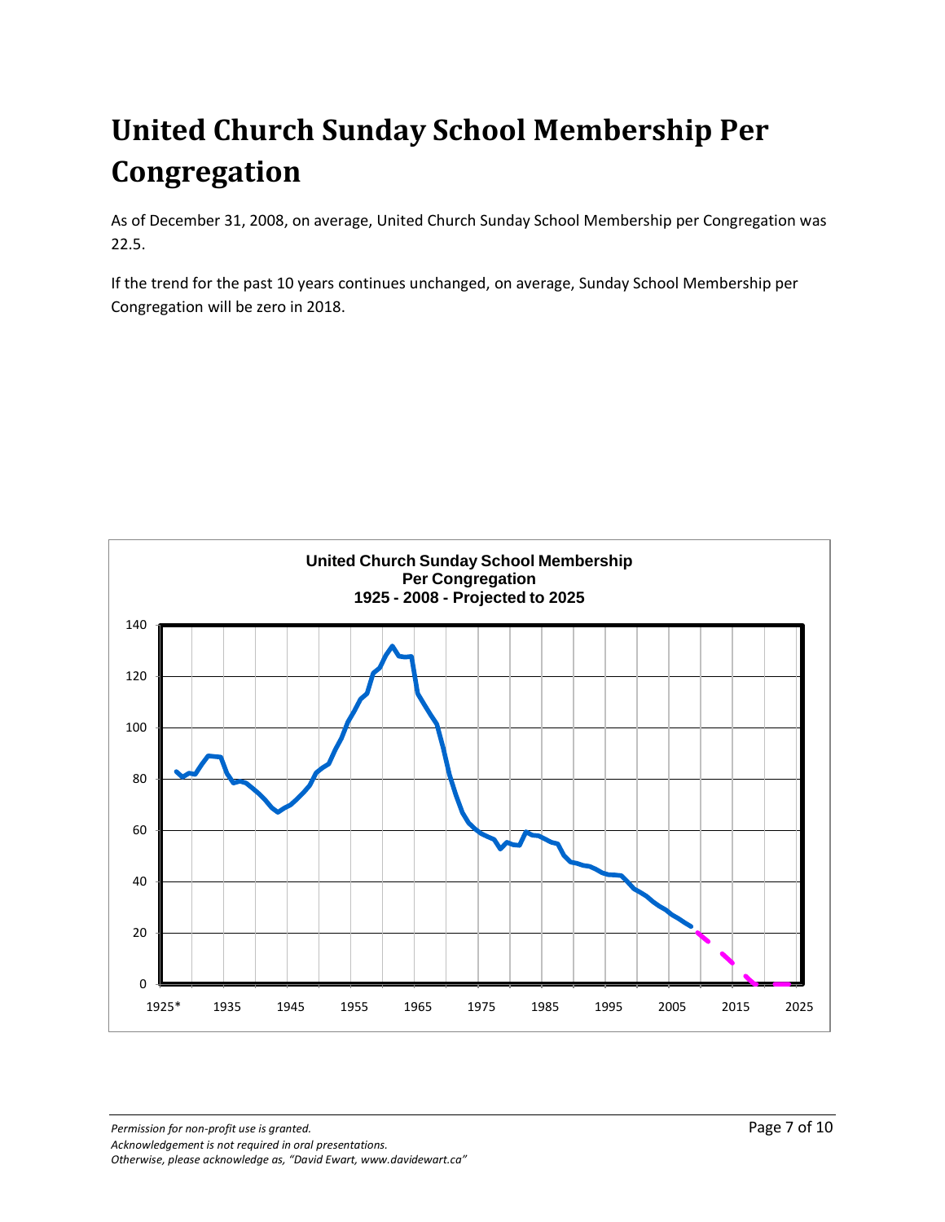# United Church Sunday School Membership Per Congregation

As of December 31, 2008, on average, United Church Sunday School Membership per Congregation was 22.5.

If the trend for the past 10 years continues unchanged, on average, Sunday School Membership per Congregation will be zero in 2018.

*Permission for non-profit use is granted.*
*Acknowledgement is not required in oral presentations.*
*Otherwise, please acknowledge as, "David Ewart, www.davidewart.ca"*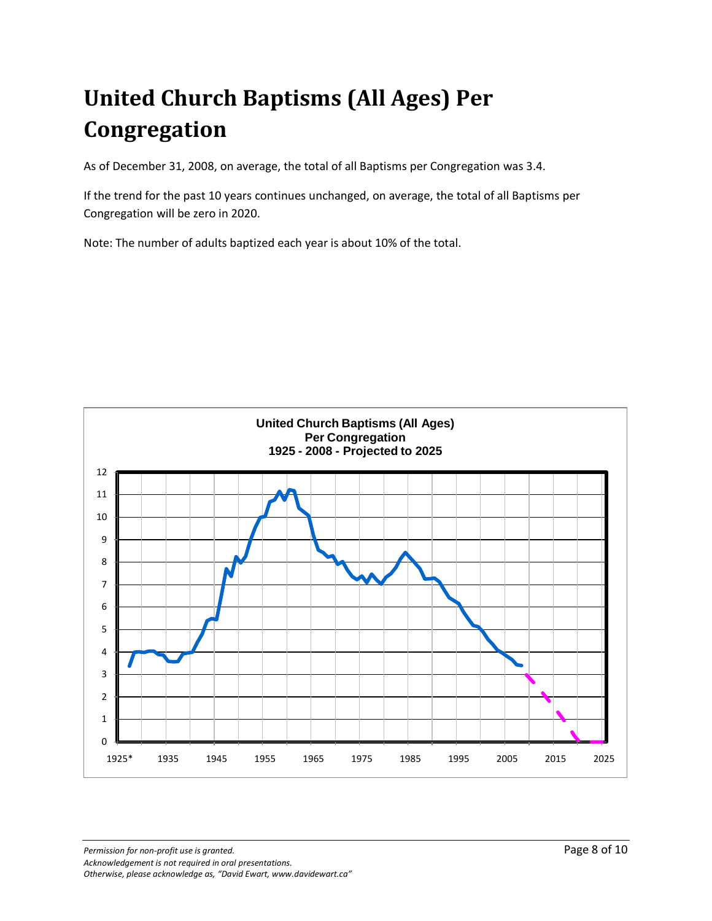# United Church Baptisms (All Ages) Per Congregation

As of December 31, 2008, on average, the total of all Baptisms per Congregation was 3.4.

If the trend for the past 10 years continues unchanged, on average, the total of all Baptisms per Congregation will be zero in 2020.

Note: The number of adults baptized each year is about 10% of the total.

**United Church Baptisms (All Ages) Per Congregation 1925 - 2008 - Projected to 2025**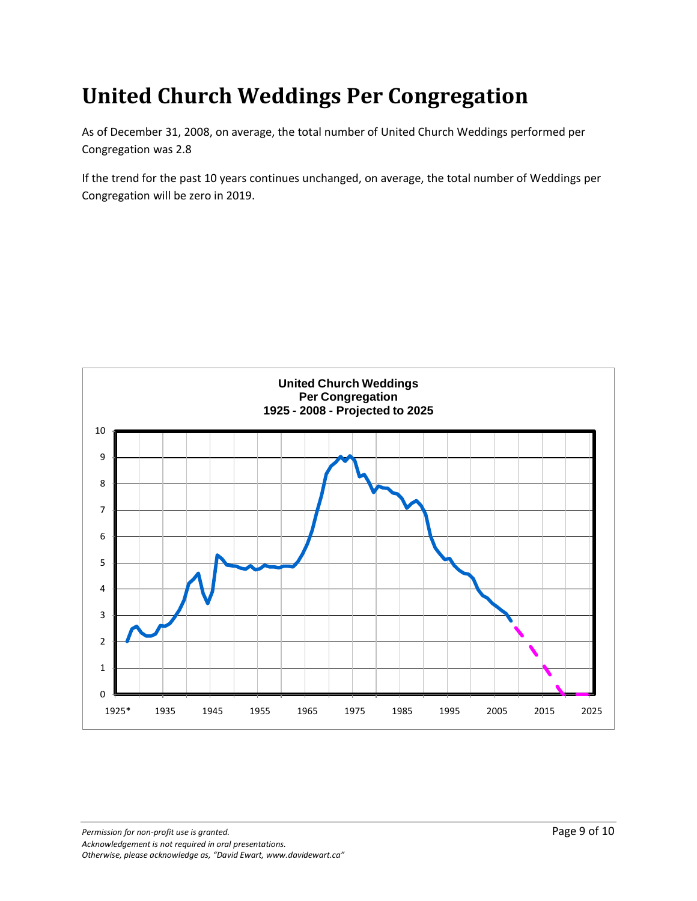# United Church Weddings Per Congregation

As of December 31, 2008, on average, the total number of United Church Weddings performed per Congregation was 2.8

If the trend for the past 10 years continues unchanged, on average, the total number of Weddings per Congregation will be zero in 2019.

*Permission for non-profit use is granted.*
*Acknowledgement is not required in oral presentations.*
*Otherwise, please acknowledge as, "David Ewart, www.davidewart.ca"*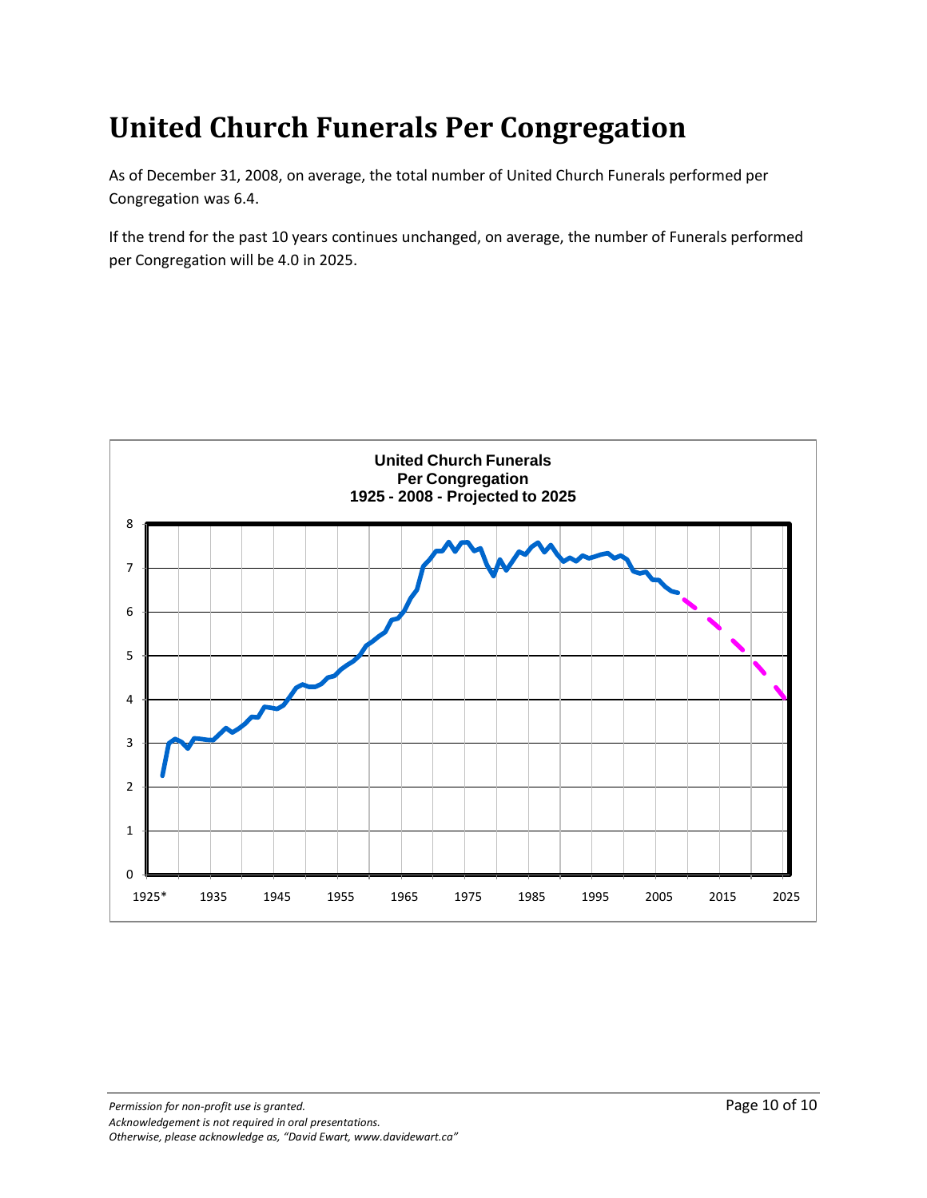# United Church Funerals Per Congregation

As of December 31, 2008, on average, the total number of United Church Funerals performed per Congregation was 6.4.

If the trend for the past 10 years continues unchanged, on average, the number of Funerals performed per Congregation will be 4.0 in 2025.

United Church Funerals
Per Congregation
1925 - 2008 - Projected to 2025

8
7
6
5
4
3
2
1
0

1925* 1935 1945 1955 1965 1975 1985 1995 2005 2015 2025

*Permission for non-profit use is granted.*
*Acknowledgement is not required in oral presentations.*
*Otherwise, please acknowledge as, "David Ewart, www.davidewart.ca"*